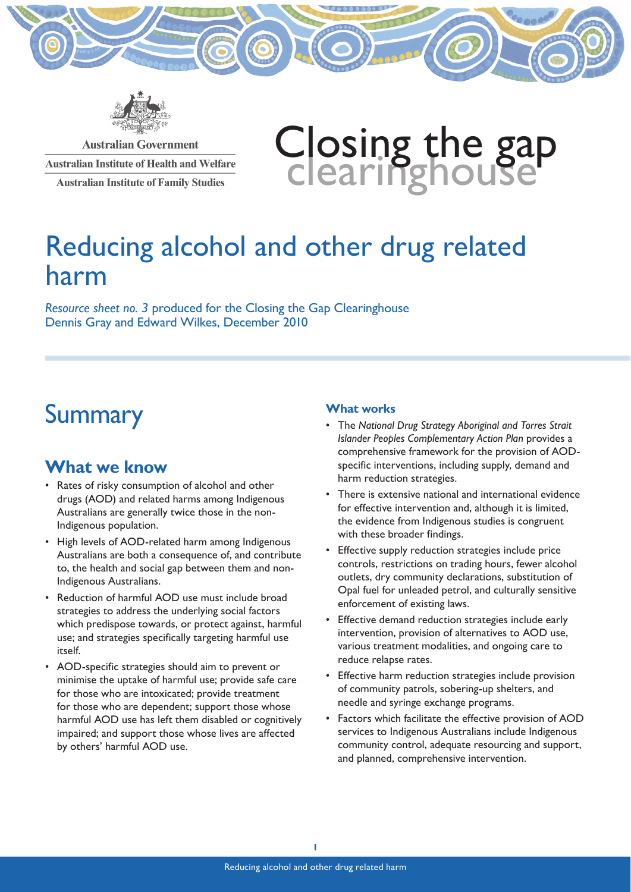Australian Government

Australian Institute of Health and Welfare

Australian Institute of Family Studies

Closing the gap clearinghouse

# Reducing alcohol and other drug related harm

*Resource sheet no. 3* produced for the Closing the Gap Clearinghouse
Dennis Gray and Edward Wilkes, December 2010

## Summary

### What we know

- Rates of risky consumption of alcohol and other drugs (AOD) and related harms among Indigenous Australians are generally twice those in the non-Indigenous population.
- High levels of AOD-related harm among Indigenous Australians are both a consequence of, and contribute to, the health and social gap between them and non-Indigenous Australians.
- Reduction of harmful AOD use must include broad strategies to address the underlying social factors which predispose towards, or protect against, harmful use; and strategies specifically targeting harmful use itself.
- AOD-specific strategies should aim to prevent or minimise the uptake of harmful use; provide safe care for those who are intoxicated; provide treatment for those who are dependent; support those whose harmful AOD use has left them disabled or cognitively impaired; and support those whose lives are affected by others' harmful AOD use.

### What works

- The *National Drug Strategy Aboriginal and Torres Strait Islander Peoples Complementary Action Plan* provides a comprehensive framework for the provision of AOD-specific interventions, including supply, demand and harm reduction strategies.
- There is extensive national and international evidence for effective intervention and, although it is limited, the evidence from Indigenous studies is congruent with these broader findings.
- Effective supply reduction strategies include price controls, restrictions on trading hours, fewer alcohol outlets, dry community declarations, substitution of Opal fuel for unleaded petrol, and culturally sensitive enforcement of existing laws.
- Effective demand reduction strategies include early intervention, provision of alternatives to AOD use, various treatment modalities, and ongoing care to reduce relapse rates.
- Effective harm reduction strategies include provision of community patrols, sobering-up shelters, and needle and syringe exchange programs.
- Factors which facilitate the effective provision of AOD services to Indigenous Australians include Indigenous community control, adequate resourcing and support, and planned, comprehensive intervention.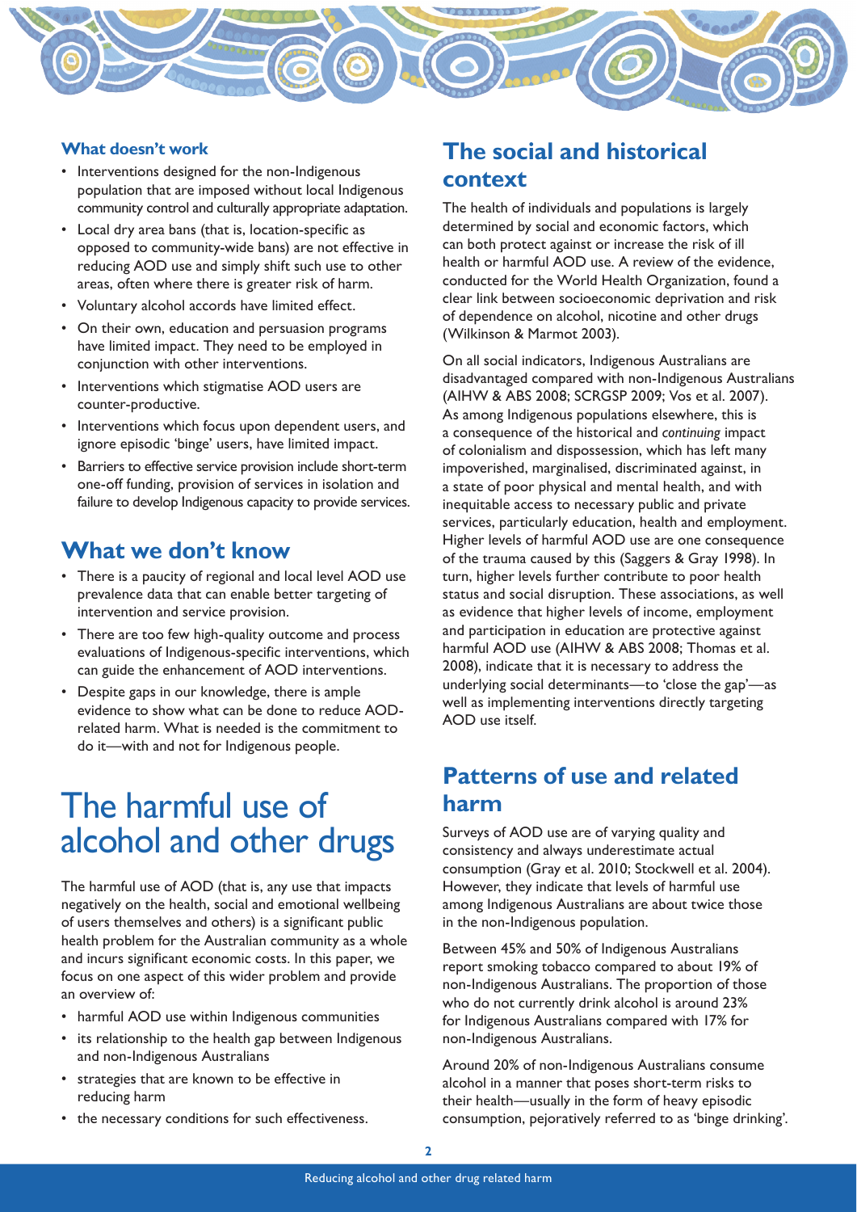### What doesn't work

- Interventions designed for the non-Indigenous population that are imposed without local Indigenous community control and culturally appropriate adaptation.
- Local dry area bans (that is, location-specific as opposed to community-wide bans) are not effective in reducing AOD use and simply shift such use to other areas, often where there is greater risk of harm.
- Voluntary alcohol accords have limited effect.
- On their own, education and persuasion programs have limited impact. They need to be employed in conjunction with other interventions.
- Interventions which stigmatise AOD users are counter-productive.
- Interventions which focus upon dependent users, and ignore episodic 'binge' users, have limited impact.
- Barriers to effective service provision include short-term one-off funding, provision of services in isolation and failure to develop Indigenous capacity to provide services.

## What we don't know

- There is a paucity of regional and local level AOD use prevalence data that can enable better targeting of intervention and service provision.
- There are too few high-quality outcome and process evaluations of Indigenous-specific interventions, which can guide the enhancement of AOD interventions.
- Despite gaps in our knowledge, there is ample evidence to show what can be done to reduce AOD-related harm. What is needed is the commitment to do it—with and not for Indigenous people.

# The harmful use of alcohol and other drugs

The harmful use of AOD (that is, any use that impacts negatively on the health, social and emotional wellbeing of users themselves and others) is a significant public health problem for the Australian community as a whole and incurs significant economic costs. In this paper, we focus on one aspect of this wider problem and provide an overview of:

- harmful AOD use within Indigenous communities
- its relationship to the health gap between Indigenous and non-Indigenous Australians
- strategies that are known to be effective in reducing harm
- the necessary conditions for such effectiveness.

## The social and historical context

The health of individuals and populations is largely determined by social and economic factors, which can both protect against or increase the risk of ill health or harmful AOD use. A review of the evidence, conducted for the World Health Organization, found a clear link between socioeconomic deprivation and risk of dependence on alcohol, nicotine and other drugs (Wilkinson & Marmot 2003).

On all social indicators, Indigenous Australians are disadvantaged compared with non-Indigenous Australians (AIHW & ABS 2008; SCRGSP 2009; Vos et al. 2007). As among Indigenous populations elsewhere, this is a consequence of the historical and *continuing* impact of colonialism and dispossession, which has left many impoverished, marginalised, discriminated against, in a state of poor physical and mental health, and with inequitable access to necessary public and private services, particularly education, health and employment. Higher levels of harmful AOD use are one consequence of the trauma caused by this (Saggers & Gray 1998). In turn, higher levels further contribute to poor health status and social disruption. These associations, as well as evidence that higher levels of income, employment and participation in education are protective against harmful AOD use (AIHW & ABS 2008; Thomas et al. 2008), indicate that it is necessary to address the underlying social determinants—to 'close the gap'—as well as implementing interventions directly targeting AOD use itself.

## Patterns of use and related harm

Surveys of AOD use are of varying quality and consistency and always underestimate actual consumption (Gray et al. 2010; Stockwell et al. 2004). However, they indicate that levels of harmful use among Indigenous Australians are about twice those in the non-Indigenous population.

Between 45% and 50% of Indigenous Australians report smoking tobacco compared to about 19% of non-Indigenous Australians. The proportion of those who do not currently drink alcohol is around 23% for Indigenous Australians compared with 17% for non-Indigenous Australians.

Around 20% of non-Indigenous Australians consume alcohol in a manner that poses short-term risks to their health—usually in the form of heavy episodic consumption, pejoratively referred to as 'binge drinking'.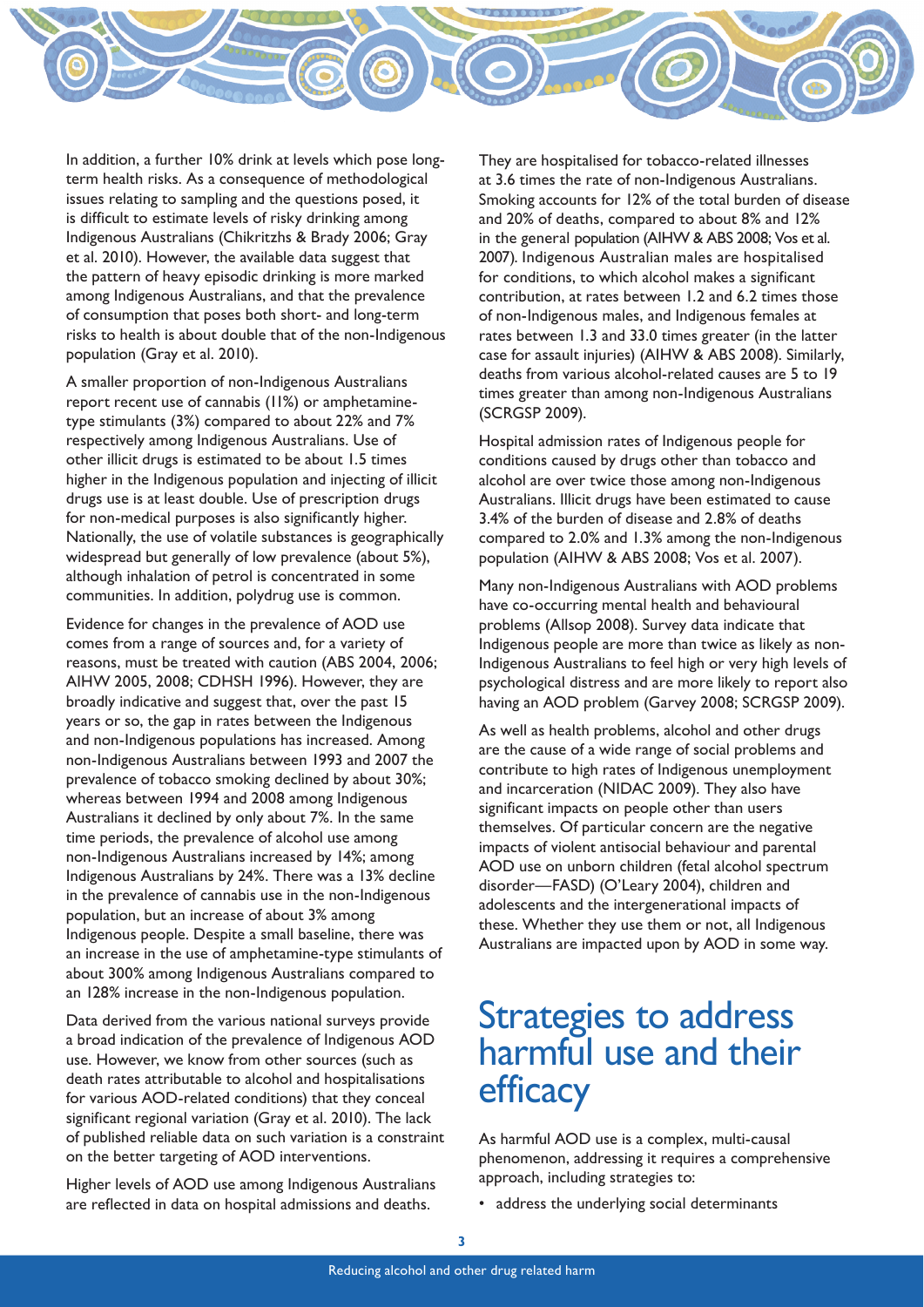In addition, a further 10% drink at levels which pose long-term health risks. As a consequence of methodological issues relating to sampling and the questions posed, it is difficult to estimate levels of risky drinking among Indigenous Australians (Chikritzhs & Brady 2006; Gray et al. 2010). However, the available data suggest that the pattern of heavy episodic drinking is more marked among Indigenous Australians, and that the prevalence of consumption that poses both short- and long-term risks to health is about double that of the non-Indigenous population (Gray et al. 2010).

A smaller proportion of non-Indigenous Australians report recent use of cannabis (11%) or amphetamine-type stimulants (3%) compared to about 22% and 7% respectively among Indigenous Australians. Use of other illicit drugs is estimated to be about 1.5 times higher in the Indigenous population and injecting of illicit drugs use is at least double. Use of prescription drugs for non-medical purposes is also significantly higher. Nationally, the use of volatile substances is geographically widespread but generally of low prevalence (about 5%), although inhalation of petrol is concentrated in some communities. In addition, polydrug use is common.

Evidence for changes in the prevalence of AOD use comes from a range of sources and, for a variety of reasons, must be treated with caution (ABS 2004, 2006; AIHW 2005, 2008; CDHSH 1996). However, they are broadly indicative and suggest that, over the past 15 years or so, the gap in rates between the Indigenous and non-Indigenous populations has increased. Among non-Indigenous Australians between 1993 and 2007 the prevalence of tobacco smoking declined by about 30%; whereas between 1994 and 2008 among Indigenous Australians it declined by only about 7%. In the same time periods, the prevalence of alcohol use among non-Indigenous Australians increased by 14%; among Indigenous Australians by 24%. There was a 13% decline in the prevalence of cannabis use in the non-Indigenous population, but an increase of about 3% among Indigenous people. Despite a small baseline, there was an increase in the use of amphetamine-type stimulants of about 300% among Indigenous Australians compared to an 128% increase in the non-Indigenous population.

Data derived from the various national surveys provide a broad indication of the prevalence of Indigenous AOD use. However, we know from other sources (such as death rates attributable to alcohol and hospitalisations for various AOD-related conditions) that they conceal significant regional variation (Gray et al. 2010). The lack of published reliable data on such variation is a constraint on the better targeting of AOD interventions.

Higher levels of AOD use among Indigenous Australians are reflected in data on hospital admissions and deaths. They are hospitalised for tobacco-related illnesses at 3.6 times the rate of non-Indigenous Australians. Smoking accounts for 12% of the total burden of disease and 20% of deaths, compared to about 8% and 12% in the general population (AIHW & ABS 2008; Vos et al. 2007). Indigenous Australian males are hospitalised for conditions, to which alcohol makes a significant contribution, at rates between 1.2 and 6.2 times those of non-Indigenous males, and Indigenous females at rates between 1.3 and 33.0 times greater (in the latter case for assault injuries) (AIHW & ABS 2008). Similarly, deaths from various alcohol-related causes are 5 to 19 times greater than among non-Indigenous Australians (SCRGSP 2009).

Hospital admission rates of Indigenous people for conditions caused by drugs other than tobacco and alcohol are over twice those among non-Indigenous Australians. Illicit drugs have been estimated to cause 3.4% of the burden of disease and 2.8% of deaths compared to 2.0% and 1.3% among the non-Indigenous population (AIHW & ABS 2008; Vos et al. 2007).

Many non-Indigenous Australians with AOD problems have co-occurring mental health and behavioural problems (Allsop 2008). Survey data indicate that Indigenous people are more than twice as likely as non-Indigenous Australians to feel high or very high levels of psychological distress and are more likely to report also having an AOD problem (Garvey 2008; SCRGSP 2009).

As well as health problems, alcohol and other drugs are the cause of a wide range of social problems and contribute to high rates of Indigenous unemployment and incarceration (NIDAC 2009). They also have significant impacts on people other than users themselves. Of particular concern are the negative impacts of violent antisocial behaviour and parental AOD use on unborn children (fetal alcohol spectrum disorder—FASD) (O'Leary 2004), children and adolescents and the intergenerational impacts of these. Whether they use them or not, all Indigenous Australians are impacted upon by AOD in some way.

## Strategies to address harmful use and their efficacy

As harmful AOD use is a complex, multi-causal phenomenon, addressing it requires a comprehensive approach, including strategies to:

- address the underlying social determinants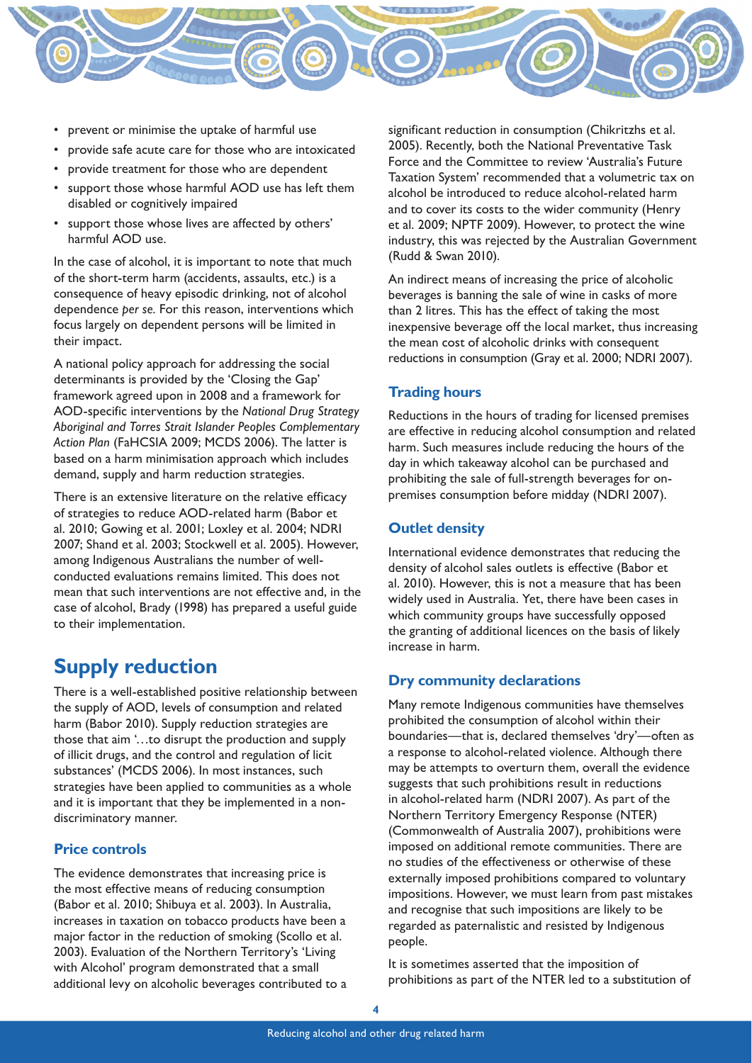- prevent or minimise the uptake of harmful use
- provide safe acute care for those who are intoxicated
- provide treatment for those who are dependent
- support those whose harmful AOD use has left them disabled or cognitively impaired
- support those whose lives are affected by others' harmful AOD use.

In the case of alcohol, it is important to note that much of the short-term harm (accidents, assaults, etc.) is a consequence of heavy episodic drinking, not of alcohol dependence *per se.* For this reason, interventions which focus largely on dependent persons will be limited in their impact.

A national policy approach for addressing the social determinants is provided by the 'Closing the Gap' framework agreed upon in 2008 and a framework for AOD-specific interventions by the *National Drug Strategy Aboriginal and Torres Strait Islander Peoples Complementary Action Plan* (FaHCSIA 2009; MCDS 2006). The latter is based on a harm minimisation approach which includes demand, supply and harm reduction strategies.

There is an extensive literature on the relative efficacy of strategies to reduce AOD-related harm (Babor et al. 2010; Gowing et al. 2001; Loxley et al. 2004; NDRI 2007; Shand et al. 2003; Stockwell et al. 2005). However, among Indigenous Australians the number of well-conducted evaluations remains limited. This does not mean that such interventions are not effective and, in the case of alcohol, Brady (1998) has prepared a useful guide to their implementation.

# Supply reduction

There is a well-established positive relationship between the supply of AOD, levels of consumption and related harm (Babor 2010). Supply reduction strategies are those that aim '…to disrupt the production and supply of illicit drugs, and the control and regulation of licit substances' (MCDS 2006). In most instances, such strategies have been applied to communities as a whole and it is important that they be implemented in a non-discriminatory manner.

## Price controls

The evidence demonstrates that increasing price is the most effective means of reducing consumption (Babor et al. 2010; Shibuya et al. 2003). In Australia, increases in taxation on tobacco products have been a major factor in the reduction of smoking (Scollo et al. 2003). Evaluation of the Northern Territory's 'Living with Alcohol' program demonstrated that a small additional levy on alcoholic beverages contributed to a significant reduction in consumption (Chikritzhs et al. 2005). Recently, both the National Preventative Task Force and the Committee to review 'Australia's Future Taxation System' recommended that a volumetric tax on alcohol be introduced to reduce alcohol-related harm and to cover its costs to the wider community (Henry et al. 2009; NPTF 2009). However, to protect the wine industry, this was rejected by the Australian Government (Rudd & Swan 2010).

An indirect means of increasing the price of alcoholic beverages is banning the sale of wine in casks of more than 2 litres. This has the effect of taking the most inexpensive beverage off the local market, thus increasing the mean cost of alcoholic drinks with consequent reductions in consumption (Gray et al. 2000; NDRI 2007).

## Trading hours

Reductions in the hours of trading for licensed premises are effective in reducing alcohol consumption and related harm. Such measures include reducing the hours of the day in which takeaway alcohol can be purchased and prohibiting the sale of full-strength beverages for on-premises consumption before midday (NDRI 2007).

## Outlet density

International evidence demonstrates that reducing the density of alcohol sales outlets is effective (Babor et al. 2010). However, this is not a measure that has been widely used in Australia. Yet, there have been cases in which community groups have successfully opposed the granting of additional licences on the basis of likely increase in harm.

## Dry community declarations

Many remote Indigenous communities have themselves prohibited the consumption of alcohol within their boundaries—that is, declared themselves 'dry'—often as a response to alcohol-related violence. Although there may be attempts to overturn them, overall the evidence suggests that such prohibitions result in reductions in alcohol-related harm (NDRI 2007). As part of the Northern Territory Emergency Response (NTER) (Commonwealth of Australia 2007), prohibitions were imposed on additional remote communities. There are no studies of the effectiveness or otherwise of these externally imposed prohibitions compared to voluntary impositions. However, we must learn from past mistakes and recognise that such impositions are likely to be regarded as paternalistic and resisted by Indigenous people.

It is sometimes asserted that the imposition of prohibitions as part of the NTER led to a substitution of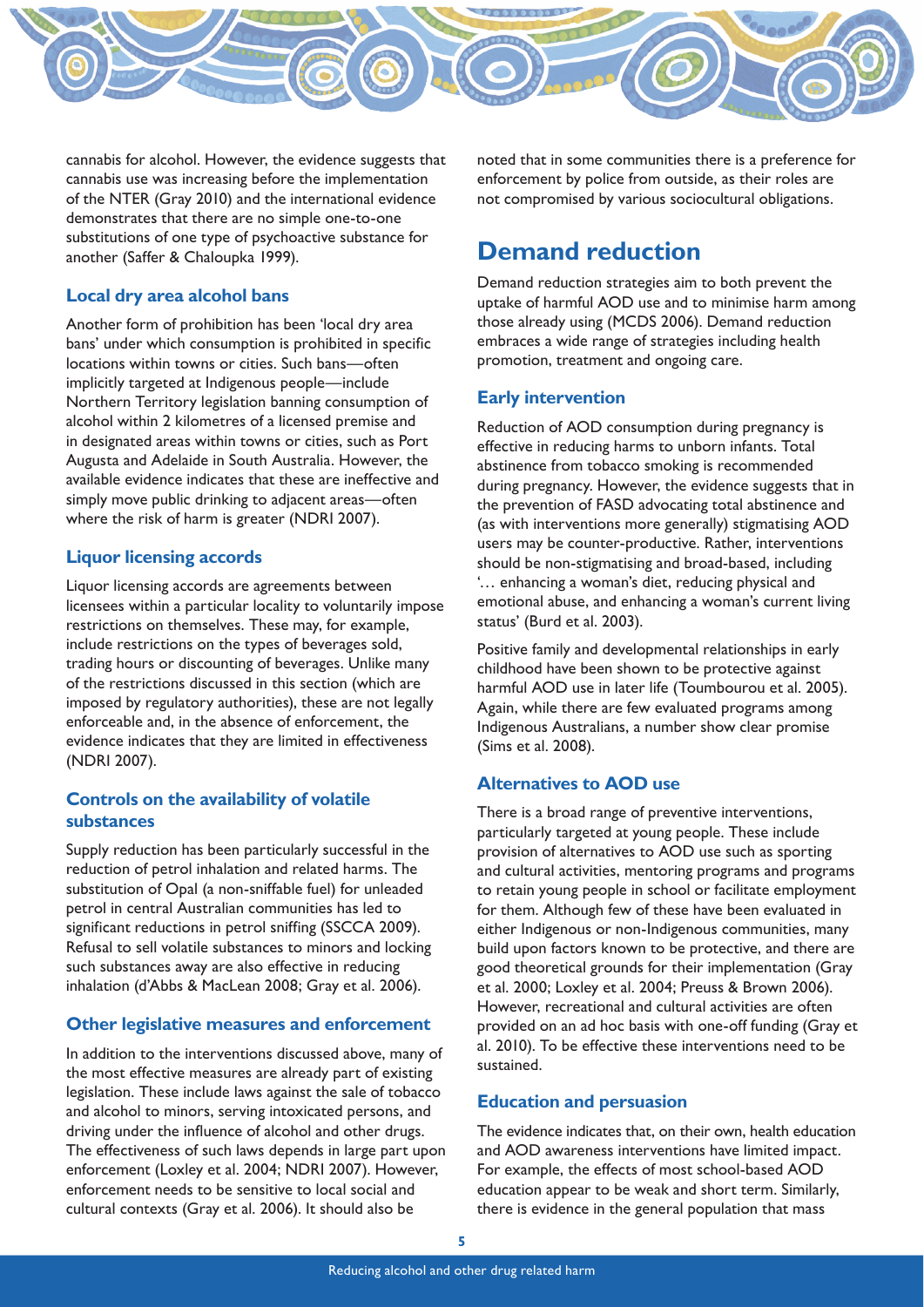cannabis for alcohol. However, the evidence suggests that cannabis use was increasing before the implementation of the NTER (Gray 2010) and the international evidence demonstrates that there are no simple one-to-one substitutions of one type of psychoactive substance for another (Saffer & Chaloupka 1999).

### Local dry area alcohol bans

Another form of prohibition has been 'local dry area bans' under which consumption is prohibited in specific locations within towns or cities. Such bans—often implicitly targeted at Indigenous people—include Northern Territory legislation banning consumption of alcohol within 2 kilometres of a licensed premise and in designated areas within towns or cities, such as Port Augusta and Adelaide in South Australia. However, the available evidence indicates that these are ineffective and simply move public drinking to adjacent areas—often where the risk of harm is greater (NDRI 2007).

### Liquor licensing accords

Liquor licensing accords are agreements between licensees within a particular locality to voluntarily impose restrictions on themselves. These may, for example, include restrictions on the types of beverages sold, trading hours or discounting of beverages. Unlike many of the restrictions discussed in this section (which are imposed by regulatory authorities), these are not legally enforceable and, in the absence of enforcement, the evidence indicates that they are limited in effectiveness (NDRI 2007).

### Controls on the availability of volatile substances

Supply reduction has been particularly successful in the reduction of petrol inhalation and related harms. The substitution of Opal (a non-sniffable fuel) for unleaded petrol in central Australian communities has led to significant reductions in petrol sniffing (SSCCA 2009). Refusal to sell volatile substances to minors and locking such substances away are also effective in reducing inhalation (d'Abbs & MacLean 2008; Gray et al. 2006).

### Other legislative measures and enforcement

In addition to the interventions discussed above, many of the most effective measures are already part of existing legislation. These include laws against the sale of tobacco and alcohol to minors, serving intoxicated persons, and driving under the influence of alcohol and other drugs. The effectiveness of such laws depends in large part upon enforcement (Loxley et al. 2004; NDRI 2007). However, enforcement needs to be sensitive to local social and cultural contexts (Gray et al. 2006). It should also be noted that in some communities there is a preference for enforcement by police from outside, as their roles are not compromised by various sociocultural obligations.

## Demand reduction

Demand reduction strategies aim to both prevent the uptake of harmful AOD use and to minimise harm among those already using (MCDS 2006). Demand reduction embraces a wide range of strategies including health promotion, treatment and ongoing care.

### Early intervention

Reduction of AOD consumption during pregnancy is effective in reducing harms to unborn infants. Total abstinence from tobacco smoking is recommended during pregnancy. However, the evidence suggests that in the prevention of FASD advocating total abstinence and (as with interventions more generally) stigmatising AOD users may be counter-productive. Rather, interventions should be non-stigmatising and broad-based, including '… enhancing a woman's diet, reducing physical and emotional abuse, and enhancing a woman's current living status' (Burd et al. 2003).

Positive family and developmental relationships in early childhood have been shown to be protective against harmful AOD use in later life (Toumbourou et al. 2005). Again, while there are few evaluated programs among Indigenous Australians, a number show clear promise (Sims et al. 2008).

### Alternatives to AOD use

There is a broad range of preventive interventions, particularly targeted at young people. These include provision of alternatives to AOD use such as sporting and cultural activities, mentoring programs and programs to retain young people in school or facilitate employment for them. Although few of these have been evaluated in either Indigenous or non-Indigenous communities, many build upon factors known to be protective, and there are good theoretical grounds for their implementation (Gray et al. 2000; Loxley et al. 2004; Preuss & Brown 2006). However, recreational and cultural activities are often provided on an ad hoc basis with one-off funding (Gray et al. 2010). To be effective these interventions need to be sustained.

### Education and persuasion

The evidence indicates that, on their own, health education and AOD awareness interventions have limited impact. For example, the effects of most school-based AOD education appear to be weak and short term. Similarly, there is evidence in the general population that mass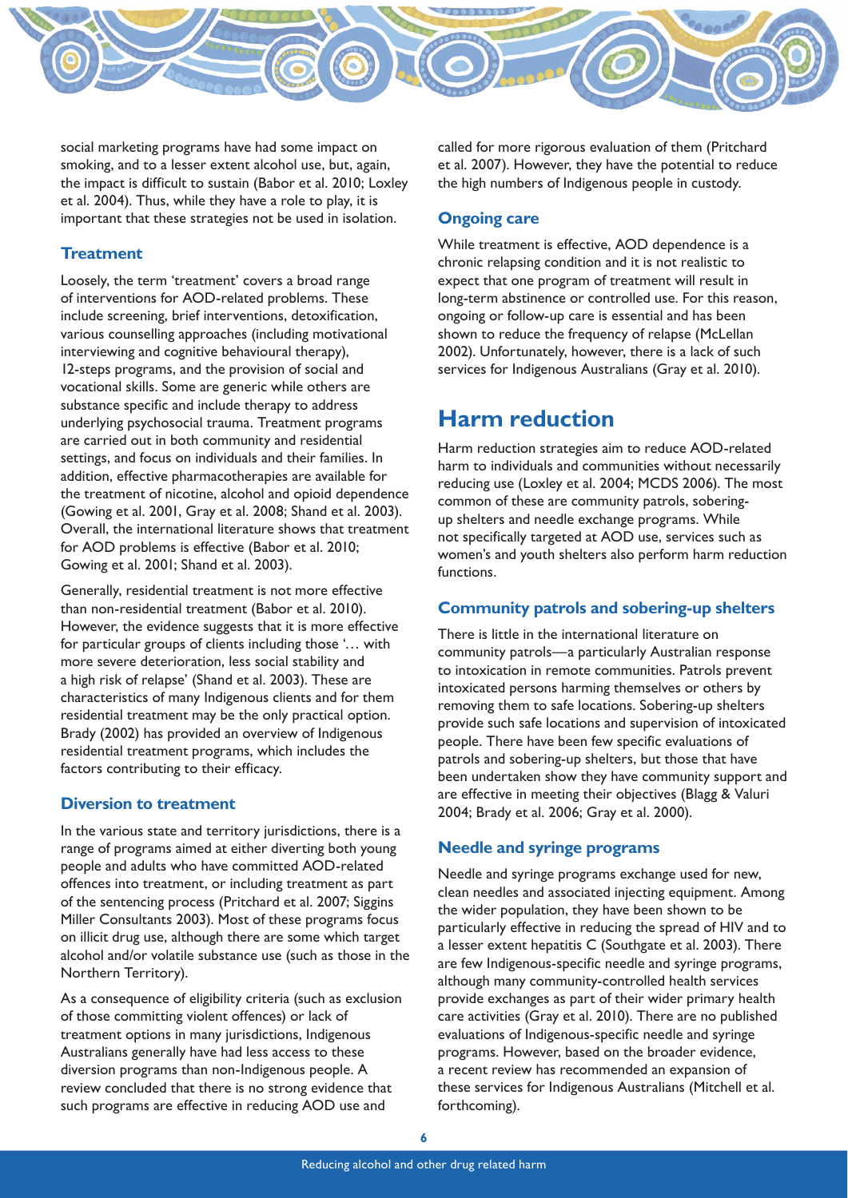social marketing programs have had some impact on smoking, and to a lesser extent alcohol use, but, again, the impact is difficult to sustain (Babor et al. 2010; Loxley et al. 2004). Thus, while they have a role to play, it is important that these strategies not be used in isolation.

### Treatment

Loosely, the term 'treatment' covers a broad range of interventions for AOD-related problems. These include screening, brief interventions, detoxification, various counselling approaches (including motivational interviewing and cognitive behavioural therapy), 12-steps programs, and the provision of social and vocational skills. Some are generic while others are substance specific and include therapy to address underlying psychosocial trauma. Treatment programs are carried out in both community and residential settings, and focus on individuals and their families. In addition, effective pharmacotherapies are available for the treatment of nicotine, alcohol and opioid dependence (Gowing et al. 2001, Gray et al. 2008; Shand et al. 2003). Overall, the international literature shows that treatment for AOD problems is effective (Babor et al. 2010; Gowing et al. 2001; Shand et al. 2003).

Generally, residential treatment is not more effective than non-residential treatment (Babor et al. 2010). However, the evidence suggests that it is more effective for particular groups of clients including those '… with more severe deterioration, less social stability and a high risk of relapse' (Shand et al. 2003). These are characteristics of many Indigenous clients and for them residential treatment may be the only practical option. Brady (2002) has provided an overview of Indigenous residential treatment programs, which includes the factors contributing to their efficacy.

### Diversion to treatment

In the various state and territory jurisdictions, there is a range of programs aimed at either diverting both young people and adults who have committed AOD-related offences into treatment, or including treatment as part of the sentencing process (Pritchard et al. 2007; Siggins Miller Consultants 2003). Most of these programs focus on illicit drug use, although there are some which target alcohol and/or volatile substance use (such as those in the Northern Territory).

As a consequence of eligibility criteria (such as exclusion of those committing violent offences) or lack of treatment options in many jurisdictions, Indigenous Australians generally have had less access to these diversion programs than non-Indigenous people. A review concluded that there is no strong evidence that such programs are effective in reducing AOD use and called for more rigorous evaluation of them (Pritchard et al. 2007). However, they have the potential to reduce the high numbers of Indigenous people in custody.

### Ongoing care

While treatment is effective, AOD dependence is a chronic relapsing condition and it is not realistic to expect that one program of treatment will result in long-term abstinence or controlled use. For this reason, ongoing or follow-up care is essential and has been shown to reduce the frequency of relapse (McLellan 2002). Unfortunately, however, there is a lack of such services for Indigenous Australians (Gray et al. 2010).

## Harm reduction

Harm reduction strategies aim to reduce AOD-related harm to individuals and communities without necessarily reducing use (Loxley et al. 2004; MCDS 2006). The most common of these are community patrols, sobering-up shelters and needle exchange programs. While not specifically targeted at AOD use, services such as women's and youth shelters also perform harm reduction functions.

### Community patrols and sobering-up shelters

There is little in the international literature on community patrols—a particularly Australian response to intoxication in remote communities. Patrols prevent intoxicated persons harming themselves or others by removing them to safe locations. Sobering-up shelters provide such safe locations and supervision of intoxicated people. There have been few specific evaluations of patrols and sobering-up shelters, but those that have been undertaken show they have community support and are effective in meeting their objectives (Blagg & Valuri 2004; Brady et al. 2006; Gray et al. 2000).

### Needle and syringe programs

Needle and syringe programs exchange used for new, clean needles and associated injecting equipment. Among the wider population, they have been shown to be particularly effective in reducing the spread of HIV and to a lesser extent hepatitis C (Southgate et al. 2003). There are few Indigenous-specific needle and syringe programs, although many community-controlled health services provide exchanges as part of their wider primary health care activities (Gray et al. 2010). There are no published evaluations of Indigenous-specific needle and syringe programs. However, based on the broader evidence, a recent review has recommended an expansion of these services for Indigenous Australians (Mitchell et al. forthcoming).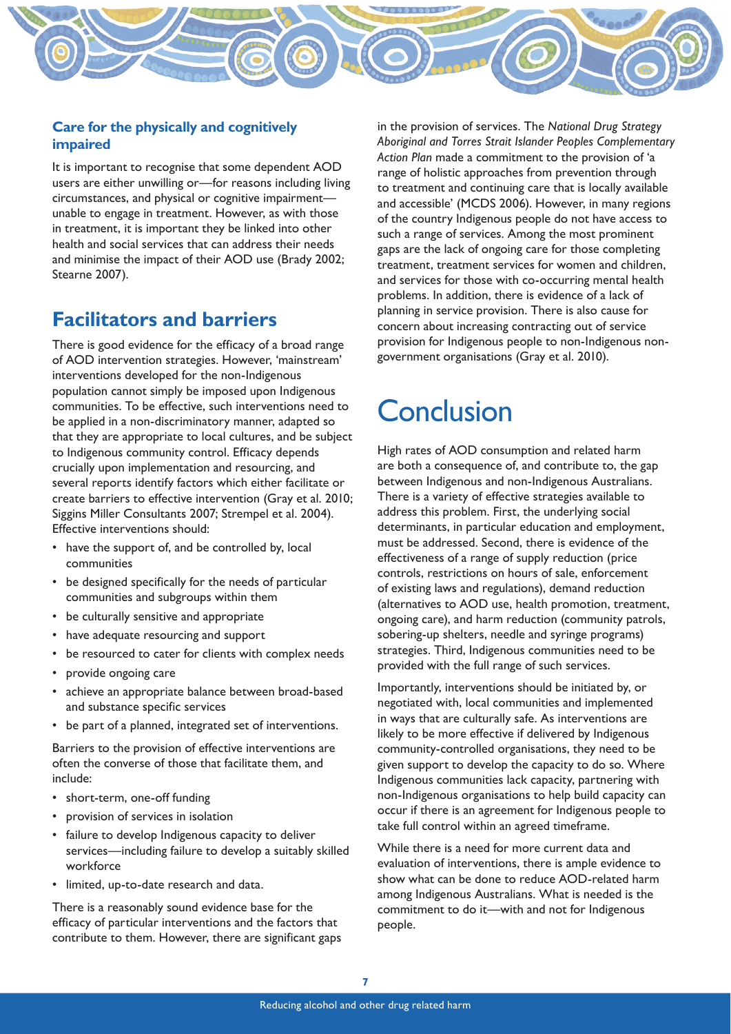### Care for the physically and cognitively impaired

It is important to recognise that some dependent AOD users are either unwilling or—for reasons including living circumstances, and physical or cognitive impairment—unable to engage in treatment. However, as with those in treatment, it is important they be linked into other health and social services that can address their needs and minimise the impact of their AOD use (Brady 2002; Stearne 2007).

## Facilitators and barriers

There is good evidence for the efficacy of a broad range of AOD intervention strategies. However, 'mainstream' interventions developed for the non-Indigenous population cannot simply be imposed upon Indigenous communities. To be effective, such interventions need to be applied in a non-discriminatory manner, adapted so that they are appropriate to local cultures, and be subject to Indigenous community control. Efficacy depends crucially upon implementation and resourcing, and several reports identify factors which either facilitate or create barriers to effective intervention (Gray et al. 2010; Siggins Miller Consultants 2007; Strempel et al. 2004). Effective interventions should:

- have the support of, and be controlled by, local communities
- be designed specifically for the needs of particular communities and subgroups within them
- be culturally sensitive and appropriate
- have adequate resourcing and support
- be resourced to cater for clients with complex needs
- provide ongoing care
- achieve an appropriate balance between broad-based and substance specific services
- be part of a planned, integrated set of interventions.

Barriers to the provision of effective interventions are often the converse of those that facilitate them, and include:

- short-term, one-off funding
- provision of services in isolation
- failure to develop Indigenous capacity to deliver services—including failure to develop a suitably skilled workforce
- limited, up-to-date research and data.

There is a reasonably sound evidence base for the efficacy of particular interventions and the factors that contribute to them. However, there are significant gaps in the provision of services. The *National Drug Strategy Aboriginal and Torres Strait Islander Peoples Complementary Action Plan* made a commitment to the provision of 'a range of holistic approaches from prevention through to treatment and continuing care that is locally available and accessible' (MCDS 2006). However, in many regions of the country Indigenous people do not have access to such a range of services. Among the most prominent gaps are the lack of ongoing care for those completing treatment, treatment services for women and children, and services for those with co-occurring mental health problems. In addition, there is evidence of a lack of planning in service provision. There is also cause for concern about increasing contracting out of service provision for Indigenous people to non-Indigenous non-government organisations (Gray et al. 2010).

# Conclusion

High rates of AOD consumption and related harm are both a consequence of, and contribute to, the gap between Indigenous and non-Indigenous Australians. There is a variety of effective strategies available to address this problem. First, the underlying social determinants, in particular education and employment, must be addressed. Second, there is evidence of the effectiveness of a range of supply reduction (price controls, restrictions on hours of sale, enforcement of existing laws and regulations), demand reduction (alternatives to AOD use, health promotion, treatment, ongoing care), and harm reduction (community patrols, sobering-up shelters, needle and syringe programs) strategies. Third, Indigenous communities need to be provided with the full range of such services.

Importantly, interventions should be initiated by, or negotiated with, local communities and implemented in ways that are culturally safe. As interventions are likely to be more effective if delivered by Indigenous community-controlled organisations, they need to be given support to develop the capacity to do so. Where Indigenous communities lack capacity, partnering with non-Indigenous organisations to help build capacity can occur if there is an agreement for Indigenous people to take full control within an agreed timeframe.

While there is a need for more current data and evaluation of interventions, there is ample evidence to show what can be done to reduce AOD-related harm among Indigenous Australians. What is needed is the commitment to do it—with and not for Indigenous people.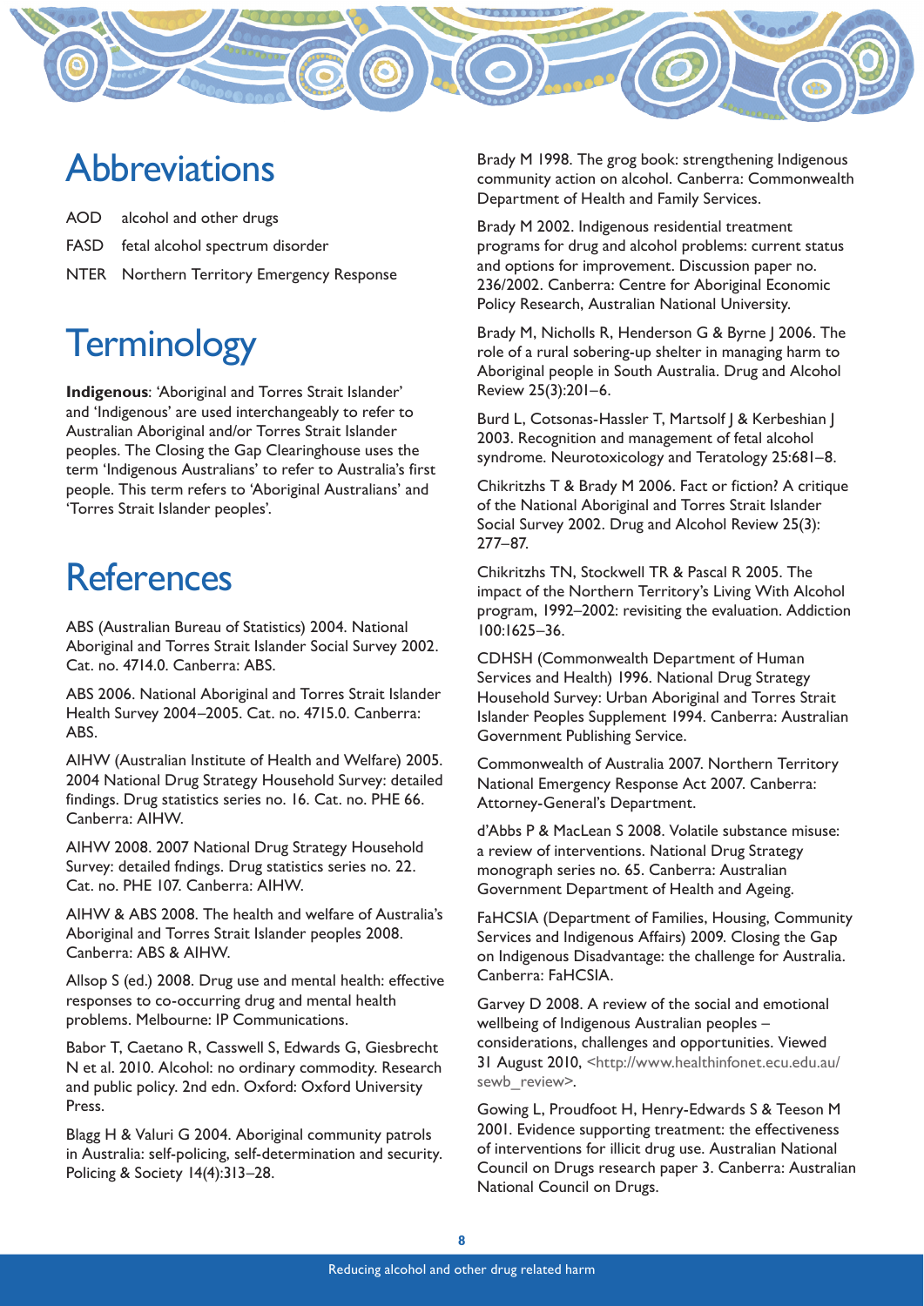# Abbreviations

AOD alcohol and other drugs

FASD fetal alcohol spectrum disorder

NTER Northern Territory Emergency Response

# Terminology

**Indigenous**: 'Aboriginal and Torres Strait Islander' and 'Indigenous' are used interchangeably to refer to Australian Aboriginal and/or Torres Strait Islander peoples. The Closing the Gap Clearinghouse uses the term 'Indigenous Australians' to refer to Australia's first people. This term refers to 'Aboriginal Australians' and 'Torres Strait Islander peoples'.

# References

ABS (Australian Bureau of Statistics) 2004. National Aboriginal and Torres Strait Islander Social Survey 2002. Cat. no. 4714.0. Canberra: ABS.

ABS 2006. National Aboriginal and Torres Strait Islander Health Survey 2004–2005. Cat. no. 4715.0. Canberra: ABS.

AIHW (Australian Institute of Health and Welfare) 2005. 2004 National Drug Strategy Household Survey: detailed findings. Drug statistics series no. 16. Cat. no. PHE 66. Canberra: AIHW.

AIHW 2008. 2007 National Drug Strategy Household Survey: detailed fndings. Drug statistics series no. 22. Cat. no. PHE 107. Canberra: AIHW.

AIHW & ABS 2008. The health and welfare of Australia's Aboriginal and Torres Strait Islander peoples 2008. Canberra: ABS & AIHW.

Allsop S (ed.) 2008. Drug use and mental health: effective responses to co-occurring drug and mental health problems. Melbourne: IP Communications.

Babor T, Caetano R, Casswell S, Edwards G, Giesbrecht N et al. 2010. Alcohol: no ordinary commodity. Research and public policy. 2nd edn. Oxford: Oxford University Press.

Blagg H & Valuri G 2004. Aboriginal community patrols in Australia: self-policing, self-determination and security. Policing & Society 14(4):313–28.

Brady M 1998. The grog book: strengthening Indigenous community action on alcohol. Canberra: Commonwealth Department of Health and Family Services.

Brady M 2002. Indigenous residential treatment programs for drug and alcohol problems: current status and options for improvement. Discussion paper no. 236/2002. Canberra: Centre for Aboriginal Economic Policy Research, Australian National University.

Brady M, Nicholls R, Henderson G & Byrne J 2006. The role of a rural sobering-up shelter in managing harm to Aboriginal people in South Australia. Drug and Alcohol Review 25(3):201–6.

Burd L, Cotsonas-Hassler T, Martsolf J & Kerbeshian J 2003. Recognition and management of fetal alcohol syndrome. Neurotoxicology and Teratology 25:681–8.

Chikritzhs T & Brady M 2006. Fact or fiction? A critique of the National Aboriginal and Torres Strait Islander Social Survey 2002. Drug and Alcohol Review 25(3): 277–87.

Chikritzhs TN, Stockwell TR & Pascal R 2005. The impact of the Northern Territory's Living With Alcohol program, 1992–2002: revisiting the evaluation. Addiction 100:1625–36.

CDHSH (Commonwealth Department of Human Services and Health) 1996. National Drug Strategy Household Survey: Urban Aboriginal and Torres Strait Islander Peoples Supplement 1994. Canberra: Australian Government Publishing Service.

Commonwealth of Australia 2007. Northern Territory National Emergency Response Act 2007. Canberra: Attorney-General's Department.

d'Abbs P & MacLean S 2008. Volatile substance misuse: a review of interventions. National Drug Strategy monograph series no. 65. Canberra: Australian Government Department of Health and Ageing.

FaHCSIA (Department of Families, Housing, Community Services and Indigenous Affairs) 2009. Closing the Gap on Indigenous Disadvantage: the challenge for Australia. Canberra: FaHCSIA.

Garvey D 2008. A review of the social and emotional wellbeing of Indigenous Australian peoples – considerations, challenges and opportunities. Viewed 31 August 2010, <http://www.healthinfonet.ecu.edu.au/sewb_review>.

Gowing L, Proudfoot H, Henry-Edwards S & Teeson M 2001. Evidence supporting treatment: the effectiveness of interventions for illicit drug use. Australian National Council on Drugs research paper 3. Canberra: Australian National Council on Drugs.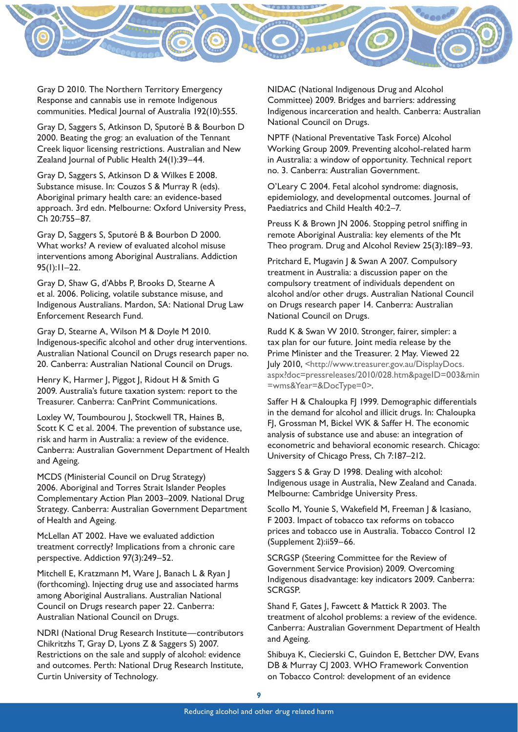Gray D 2010. The Northern Territory Emergency Response and cannabis use in remote Indigenous communities. Medical Journal of Australia 192(10):555.

Gray D, Saggers S, Atkinson D, Sputoré B & Bourbon D 2000. Beating the grog: an evaluation of the Tennant Creek liquor licensing restrictions. Australian and New Zealand Journal of Public Health 24(1):39–44.

Gray D, Saggers S, Atkinson D & Wilkes E 2008. Substance misuse. In: Couzos S & Murray R (eds). Aboriginal primary health care: an evidence-based approach. 3rd edn. Melbourne: Oxford University Press, Ch 20:755–87.

Gray D, Saggers S, Sputoré B & Bourbon D 2000. What works? A review of evaluated alcohol misuse interventions among Aboriginal Australians. Addiction 95(1):11–22.

Gray D, Shaw G, d'Abbs P, Brooks D, Stearne A et al. 2006. Policing, volatile substance misuse, and Indigenous Australians. Mardon, SA: National Drug Law Enforcement Research Fund.

Gray D, Stearne A, Wilson M & Doyle M 2010. Indigenous-specific alcohol and other drug interventions. Australian National Council on Drugs research paper no. 20. Canberra: Australian National Council on Drugs.

Henry K, Harmer J, Piggot J, Ridout H & Smith G 2009. Australia's future taxation system: report to the Treasurer. Canberra: CanPrint Communications.

Loxley W, Toumbourou J, Stockwell TR, Haines B, Scott K C et al. 2004. The prevention of substance use, risk and harm in Australia: a review of the evidence. Canberra: Australian Government Department of Health and Ageing.

MCDS (Ministerial Council on Drug Strategy) 2006. Aboriginal and Torres Strait Islander Peoples Complementary Action Plan 2003–2009. National Drug Strategy. Canberra: Australian Government Department of Health and Ageing.

McLellan AT 2002. Have we evaluated addiction treatment correctly? Implications from a chronic care perspective. Addiction 97(3):249–52.

Mitchell E, Kratzmann M, Ware J, Banach L & Ryan J (forthcoming). Injecting drug use and associated harms among Aboriginal Australians. Australian National Council on Drugs research paper 22. Canberra: Australian National Council on Drugs.

NDRI (National Drug Research Institute—contributors Chikritzhs T, Gray D, Lyons Z & Saggers S) 2007. Restrictions on the sale and supply of alcohol: evidence and outcomes. Perth: National Drug Research Institute, Curtin University of Technology.

NIDAC (National Indigenous Drug and Alcohol Committee) 2009. Bridges and barriers: addressing Indigenous incarceration and health. Canberra: Australian National Council on Drugs.

NPTF (National Preventative Task Force) Alcohol Working Group 2009. Preventing alcohol-related harm in Australia: a window of opportunity. Technical report no. 3. Canberra: Australian Government.

O'Leary C 2004. Fetal alcohol syndrome: diagnosis, epidemiology, and developmental outcomes. Journal of Paediatrics and Child Health 40:2–7.

Preuss K & Brown JN 2006. Stopping petrol sniffing in remote Aboriginal Australia: key elements of the Mt Theo program. Drug and Alcohol Review 25(3):189–93.

Pritchard E, Mugavin J & Swan A 2007. Compulsory treatment in Australia: a discussion paper on the compulsory treatment of individuals dependent on alcohol and/or other drugs. Australian National Council on Drugs research paper 14. Canberra: Australian National Council on Drugs.

Rudd K & Swan W 2010. Stronger, fairer, simpler: a tax plan for our future. Joint media release by the Prime Minister and the Treasurer. 2 May. Viewed 22 July 2010, <http://www.treasurer.gov.au/DisplayDocs.aspx?doc=pressreleases/2010/028.htm&pageID=003&min=wms&Year=&DocType=0>.

Saffer H & Chaloupka FJ 1999. Demographic differentials in the demand for alcohol and illicit drugs. In: Chaloupka FJ, Grossman M, Bickel WK & Saffer H. The economic analysis of substance use and abuse: an integration of econometric and behavioral economic research. Chicago: University of Chicago Press, Ch 7:187–212.

Saggers S & Gray D 1998. Dealing with alcohol: Indigenous usage in Australia, New Zealand and Canada. Melbourne: Cambridge University Press.

Scollo M, Younie S, Wakefield M, Freeman J & Icasiano, F 2003. Impact of tobacco tax reforms on tobacco prices and tobacco use in Australia. Tobacco Control 12 (Supplement 2):ii59–66.

SCRGSP (Steering Committee for the Review of Government Service Provision) 2009. Overcoming Indigenous disadvantage: key indicators 2009. Canberra: SCRGSP.

Shand F, Gates J, Fawcett & Mattick R 2003. The treatment of alcohol problems: a review of the evidence. Canberra: Australian Government Department of Health and Ageing.

Shibuya K, Ciecierski C, Guindon E, Bettcher DW, Evans DB & Murray CJ 2003. WHO Framework Convention on Tobacco Control: development of an evidence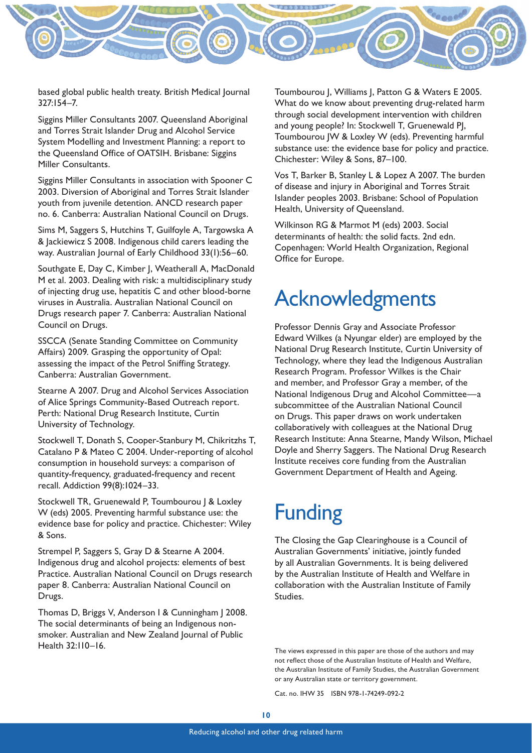based global public health treaty. British Medical Journal 327:154–7.

Siggins Miller Consultants 2007. Queensland Aboriginal and Torres Strait Islander Drug and Alcohol Service System Modelling and Investment Planning: a report to the Queensland Office of OATSIH. Brisbane: Siggins Miller Consultants.

Siggins Miller Consultants in association with Spooner C 2003. Diversion of Aboriginal and Torres Strait Islander youth from juvenile detention. ANCD research paper no. 6. Canberra: Australian National Council on Drugs.

Sims M, Saggers S, Hutchins T, Guilfoyle A, Targowska A & Jackiewicz S 2008. Indigenous child carers leading the way. Australian Journal of Early Childhood 33(1):56–60.

Southgate E, Day C, Kimber J, Weatherall A, MacDonald M et al. 2003. Dealing with risk: a multidisciplinary study of injecting drug use, hepatitis C and other blood-borne viruses in Australia. Australian National Council on Drugs research paper 7. Canberra: Australian National Council on Drugs.

SSCCA (Senate Standing Committee on Community Affairs) 2009. Grasping the opportunity of Opal: assessing the impact of the Petrol Sniffing Strategy. Canberra: Australian Government.

Stearne A 2007. Drug and Alcohol Services Association of Alice Springs Community-Based Outreach report. Perth: National Drug Research Institute, Curtin University of Technology.

Stockwell T, Donath S, Cooper-Stanbury M, Chikritzhs T, Catalano P & Mateo C 2004. Under-reporting of alcohol consumption in household surveys: a comparison of quantity-frequency, graduated-frequency and recent recall. Addiction 99(8):1024–33.

Stockwell TR, Gruenewald P, Toumbourou J & Loxley W (eds) 2005. Preventing harmful substance use: the evidence base for policy and practice. Chichester: Wiley & Sons.

Strempel P, Saggers S, Gray D & Stearne A 2004. Indigenous drug and alcohol projects: elements of best Practice. Australian National Council on Drugs research paper 8. Canberra: Australian National Council on Drugs.

Thomas D, Briggs V, Anderson I & Cunningham J 2008. The social determinants of being an Indigenous non-smoker. Australian and New Zealand Journal of Public Health 32:110–16.

Toumbourou J, Williams J, Patton G & Waters E 2005. What do we know about preventing drug-related harm through social development intervention with children and young people? In: Stockwell T, Gruenewald PJ, Toumbourou JW & Loxley W (eds). Preventing harmful substance use: the evidence base for policy and practice. Chichester: Wiley & Sons, 87–100.

Vos T, Barker B, Stanley L & Lopez A 2007. The burden of disease and injury in Aboriginal and Torres Strait Islander peoples 2003. Brisbane: School of Population Health, University of Queensland.

Wilkinson RG & Marmot M (eds) 2003. Social determinants of health: the solid facts. 2nd edn. Copenhagen: World Health Organization, Regional Office for Europe.

# Acknowledgments

Professor Dennis Gray and Associate Professor Edward Wilkes (a Nyungar elder) are employed by the National Drug Research Institute, Curtin University of Technology, where they lead the Indigenous Australian Research Program. Professor Wilkes is the Chair and member, and Professor Gray a member, of the National Indigenous Drug and Alcohol Committee—a subcommittee of the Australian National Council on Drugs. This paper draws on work undertaken collaboratively with colleagues at the National Drug Research Institute: Anna Stearne, Mandy Wilson, Michael Doyle and Sherry Saggers. The National Drug Research Institute receives core funding from the Australian Government Department of Health and Ageing.

# Funding

The Closing the Gap Clearinghouse is a Council of Australian Governments' initiative, jointly funded by all Australian Governments. It is being delivered by the Australian Institute of Health and Welfare in collaboration with the Australian Institute of Family Studies.

The views expressed in this paper are those of the authors and may not reflect those of the Australian Institute of Health and Welfare, the Australian Institute of Family Studies, the Australian Government or any Australian state or territory government.

Cat. no. IHW 35 ISBN 978-1-74249-092-2